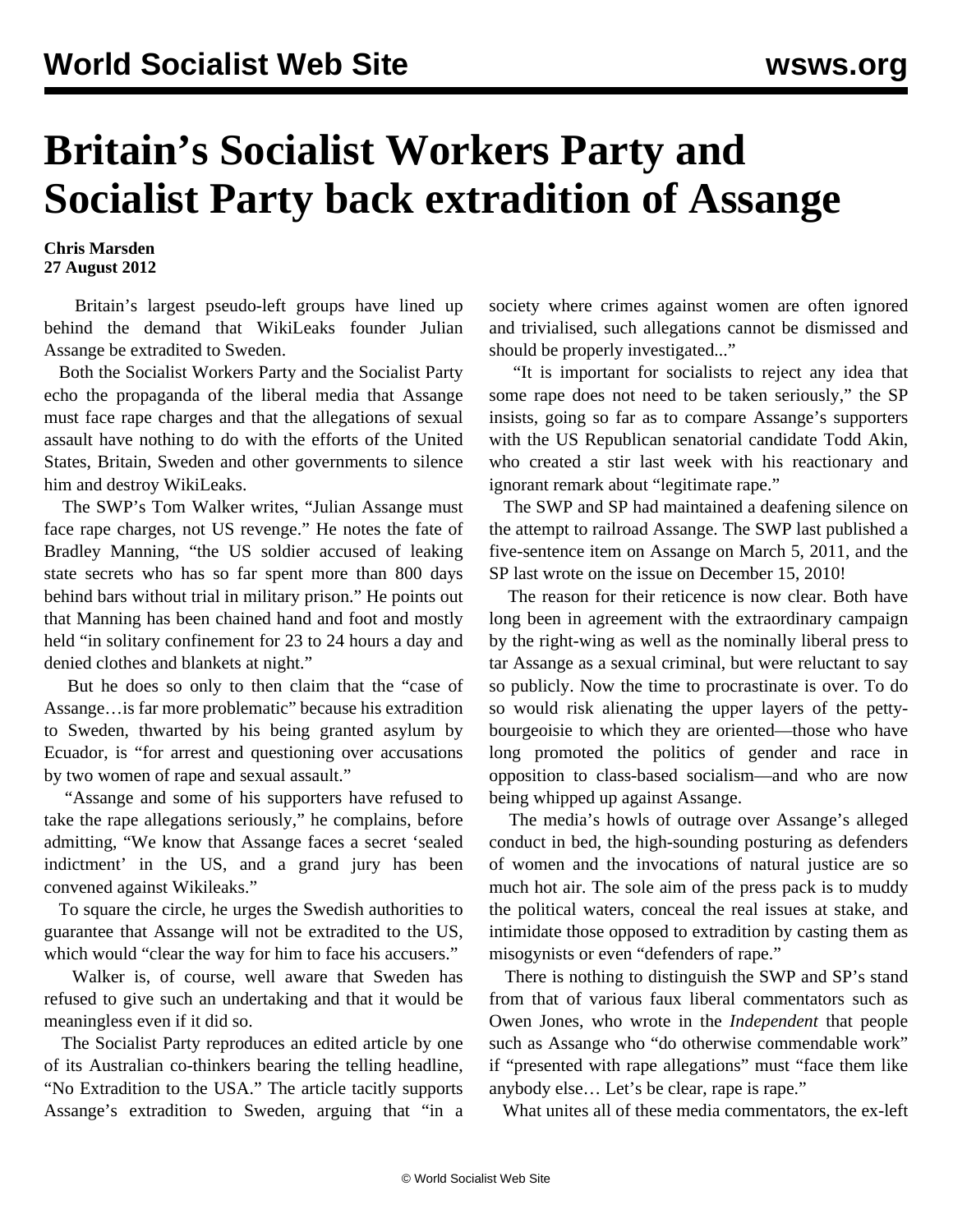# Britain's Socialist Workers Party and Socialist Party back extradition of Assange

**Chris Marsden**
**27 August 2012**

Britain's largest pseudo-left groups have lined up behind the demand that WikiLeaks founder Julian Assange be extradited to Sweden.

Both the Socialist Workers Party and the Socialist Party echo the propaganda of the liberal media that Assange must face rape charges and that the allegations of sexual assault have nothing to do with the efforts of the United States, Britain, Sweden and other governments to silence him and destroy WikiLeaks.

The SWP's Tom Walker writes, "Julian Assange must face rape charges, not US revenge." He notes the fate of Bradley Manning, "the US soldier accused of leaking state secrets who has so far spent more than 800 days behind bars without trial in military prison." He points out that Manning has been chained hand and foot and mostly held "in solitary confinement for 23 to 24 hours a day and denied clothes and blankets at night."

But he does so only to then claim that the "case of Assange…is far more problematic" because his extradition to Sweden, thwarted by his being granted asylum by Ecuador, is "for arrest and questioning over accusations by two women of rape and sexual assault."

"Assange and some of his supporters have refused to take the rape allegations seriously," he complains, before admitting, "We know that Assange faces a secret 'sealed indictment' in the US, and a grand jury has been convened against Wikileaks."

To square the circle, he urges the Swedish authorities to guarantee that Assange will not be extradited to the US, which would "clear the way for him to face his accusers."

Walker is, of course, well aware that Sweden has refused to give such an undertaking and that it would be meaningless even if it did so.

The Socialist Party reproduces an edited article by one of its Australian co-thinkers bearing the telling headline, "No Extradition to the USA." The article tacitly supports Assange's extradition to Sweden, arguing that "in a society where crimes against women are often ignored and trivialised, such allegations cannot be dismissed and should be properly investigated..."

"It is important for socialists to reject any idea that some rape does not need to be taken seriously," the SP insists, going so far as to compare Assange's supporters with the US Republican senatorial candidate Todd Akin, who created a stir last week with his reactionary and ignorant remark about "legitimate rape."

The SWP and SP had maintained a deafening silence on the attempt to railroad Assange. The SWP last published a five-sentence item on Assange on March 5, 2011, and the SP last wrote on the issue on December 15, 2010!

The reason for their reticence is now clear. Both have long been in agreement with the extraordinary campaign by the right-wing as well as the nominally liberal press to tar Assange as a sexual criminal, but were reluctant to say so publicly. Now the time to procrastinate is over. To do so would risk alienating the upper layers of the petty-bourgeoisie to which they are oriented—those who have long promoted the politics of gender and race in opposition to class-based socialism—and who are now being whipped up against Assange.

The media's howls of outrage over Assange's alleged conduct in bed, the high-sounding posturing as defenders of women and the invocations of natural justice are so much hot air. The sole aim of the press pack is to muddy the political waters, conceal the real issues at stake, and intimidate those opposed to extradition by casting them as misogynists or even "defenders of rape."

There is nothing to distinguish the SWP and SP's stand from that of various faux liberal commentators such as Owen Jones, who wrote in the *Independent* that people such as Assange who "do otherwise commendable work" if "presented with rape allegations" must "face them like anybody else… Let's be clear, rape is rape."

What unites all of these media commentators, the ex-left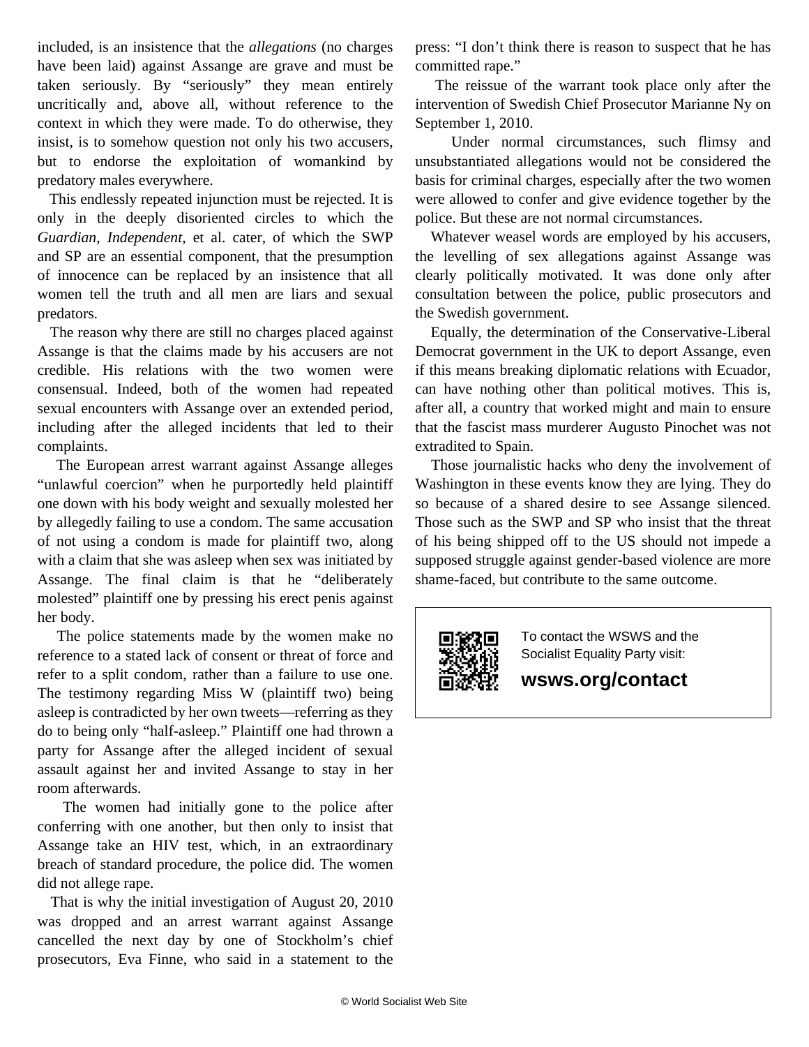included, is an insistence that the *allegations* (no charges have been laid) against Assange are grave and must be taken seriously. By "seriously" they mean entirely uncritically and, above all, without reference to the context in which they were made. To do otherwise, they insist, is to somehow question not only his two accusers, but to endorse the exploitation of womankind by predatory males everywhere.

This endlessly repeated injunction must be rejected. It is only in the deeply disoriented circles to which the *Guardian*, *Independent*, et al. cater, of which the SWP and SP are an essential component, that the presumption of innocence can be replaced by an insistence that all women tell the truth and all men are liars and sexual predators.

The reason why there are still no charges placed against Assange is that the claims made by his accusers are not credible. His relations with the two women were consensual. Indeed, both of the women had repeated sexual encounters with Assange over an extended period, including after the alleged incidents that led to their complaints.

The European arrest warrant against Assange alleges "unlawful coercion" when he purportedly held plaintiff one down with his body weight and sexually molested her by allegedly failing to use a condom. The same accusation of not using a condom is made for plaintiff two, along with a claim that she was asleep when sex was initiated by Assange. The final claim is that he "deliberately molested" plaintiff one by pressing his erect penis against her body.

The police statements made by the women make no reference to a stated lack of consent or threat of force and refer to a split condom, rather than a failure to use one. The testimony regarding Miss W (plaintiff two) being asleep is contradicted by her own tweets—referring as they do to being only "half-asleep." Plaintiff one had thrown a party for Assange after the alleged incident of sexual assault against her and invited Assange to stay in her room afterwards.

The women had initially gone to the police after conferring with one another, but then only to insist that Assange take an HIV test, which, in an extraordinary breach of standard procedure, the police did. The women did not allege rape.

That is why the initial investigation of August 20, 2010 was dropped and an arrest warrant against Assange cancelled the next day by one of Stockholm's chief prosecutors, Eva Finne, who said in a statement to the press: "I don't think there is reason to suspect that he has committed rape."

The reissue of the warrant took place only after the intervention of Swedish Chief Prosecutor Marianne Ny on September 1, 2010.

Under normal circumstances, such flimsy and unsubstantiated allegations would not be considered the basis for criminal charges, especially after the two women were allowed to confer and give evidence together by the police. But these are not normal circumstances.

Whatever weasel words are employed by his accusers, the levelling of sex allegations against Assange was clearly politically motivated. It was done only after consultation between the police, public prosecutors and the Swedish government.

Equally, the determination of the Conservative-Liberal Democrat government in the UK to deport Assange, even if this means breaking diplomatic relations with Ecuador, can have nothing other than political motives. This is, after all, a country that worked might and main to ensure that the fascist mass murderer Augusto Pinochet was not extradited to Spain.

Those journalistic hacks who deny the involvement of Washington in these events know they are lying. They do so because of a shared desire to see Assange silenced. Those such as the SWP and SP who insist that the threat of his being shipped off to the US should not impede a supposed struggle against gender-based violence are more shame-faced, but contribute to the same outcome.

To contact the WSWS and the Socialist Equality Party visit:

**wsws.org/contact**